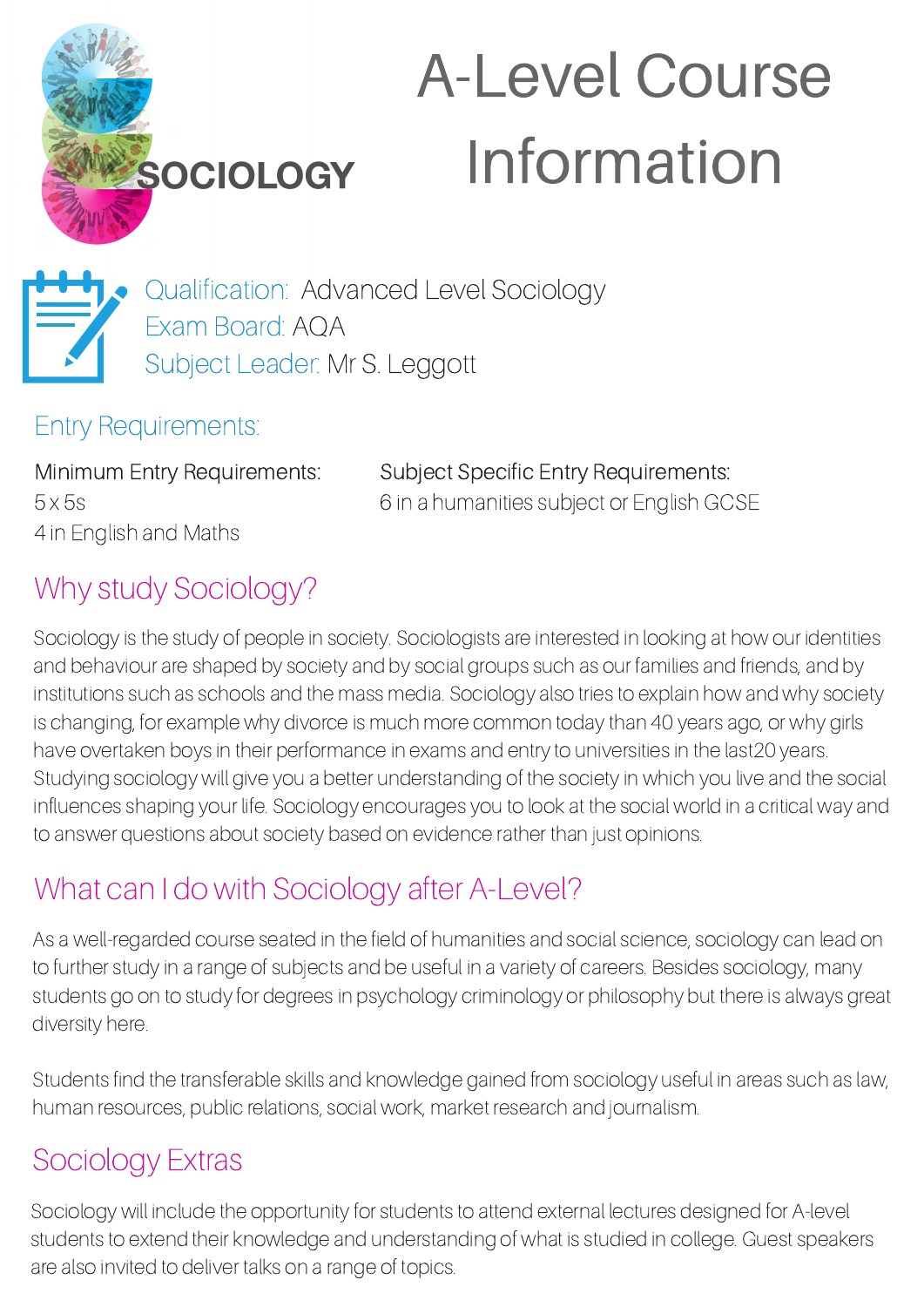SOCIOLOGY

# A-Level Course Information

Qualification: Advanced Level Sociology
Exam Board: AQA
Subject Leader: Mr S. Leggott

## Entry Requirements:

Minimum Entry Requirements:
5 x 5s
4 in English and Maths

Subject Specific Entry Requirements:
6 in a humanities subject or English GCSE

## Why study Sociology?

Sociology is the study of people in society. Sociologists are interested in looking at how our identities and behaviour are shaped by society and by social groups such as our families and friends, and by institutions such as schools and the mass media. Sociology also tries to explain how and why society is changing, for example why divorce is much more common today than 40 years ago, or why girls have overtaken boys in their performance in exams and entry to universities in the last20 years. Studying sociology will give you a better understanding of the society in which you live and the social influences shaping your life. Sociology encourages you to look at the social world in a critical way and to answer questions about society based on evidence rather than just opinions.

## What can I do with Sociology after A-Level?

As a well-regarded course seated in the field of humanities and social science, sociology can lead on to further study in a range of subjects and be useful in a variety of careers. Besides sociology, many students go on to study for degrees in psychology criminology or philosophy but there is always great diversity here.

Students find the transferable skills and knowledge gained from sociology useful in areas such as law, human resources, public relations, social work, market research and journalism.

## Sociology Extras

Sociology will include the opportunity for students to attend external lectures designed for A-level students to extend their knowledge and understanding of what is studied in college. Guest speakers are also invited to deliver talks on a range of topics.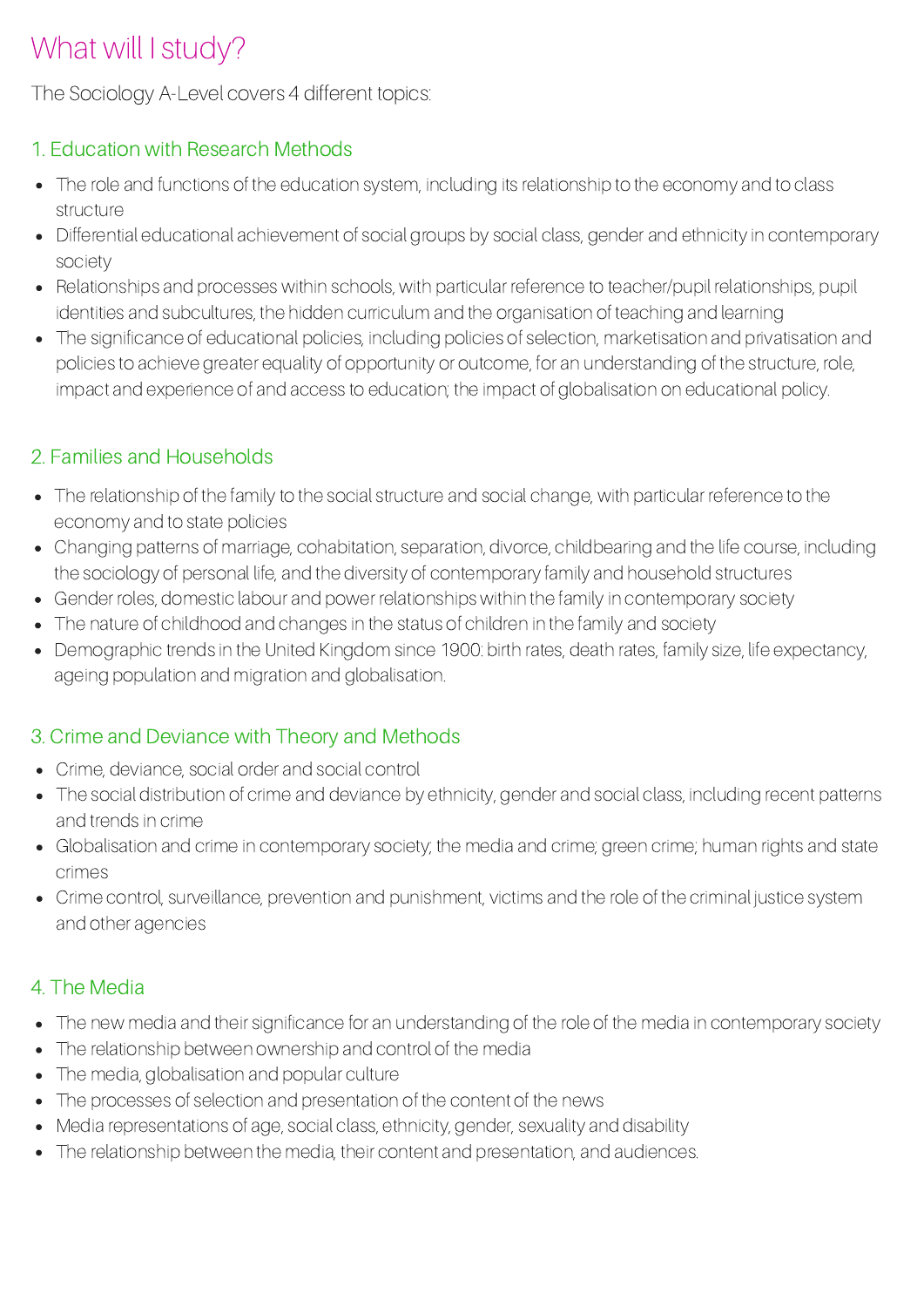# What will I study?

The Sociology A-Level covers 4 different topics:

## 1. Education with Research Methods

- The role and functions of the education system, including its relationship to the economy and to class structure
- Differential educational achievement of social groups by social class, gender and ethnicity in contemporary society
- Relationships and processes within schools, with particular reference to teacher/pupil relationships, pupil identities and subcultures, the hidden curriculum and the organisation of teaching and learning
- The significance of educational policies, including policies of selection, marketisation and privatisation and policies to achieve greater equality of opportunity or outcome, for an understanding of the structure, role, impact and experience of and access to education; the impact of globalisation on educational policy.

## 2. Families and Households

- The relationship of the family to the social structure and social change, with particular reference to the economy and to state policies
- Changing patterns of marriage, cohabitation, separation, divorce, childbearing and the life course, including the sociology of personal life, and the diversity of contemporary family and household structures
- Gender roles, domestic labour and power relationships within the family in contemporary society
- The nature of childhood and changes in the status of children in the family and society
- Demographic trends in the United Kingdom since 1900: birth rates, death rates, family size, life expectancy, ageing population and migration and globalisation.

## 3. Crime and Deviance with Theory and Methods

- Crime, deviance, social order and social control
- The social distribution of crime and deviance by ethnicity, gender and social class, including recent patterns and trends in crime
- Globalisation and crime in contemporary society; the media and crime; green crime; human rights and state crimes
- Crime control, surveillance, prevention and punishment, victims and the role of the criminal justice system and other agencies

## 4. The Media

- The new media and their significance for an understanding of the role of the media in contemporary society
- The relationship between ownership and control of the media
- The media, globalisation and popular culture
- The processes of selection and presentation of the content of the news
- Media representations of age, social class, ethnicity, gender, sexuality and disability
- The relationship between the media, their content and presentation, and audiences.